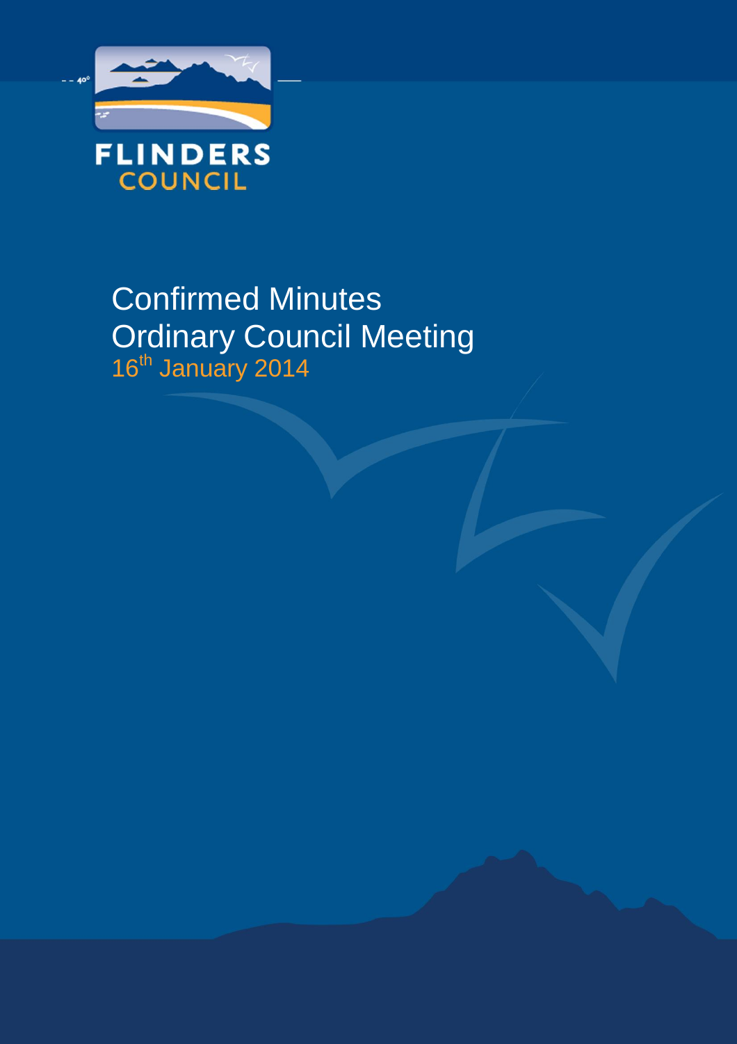FLINDERS COUNCIL

# Confirmed Minutes
# Ordinary Council Meeting

16th January 2014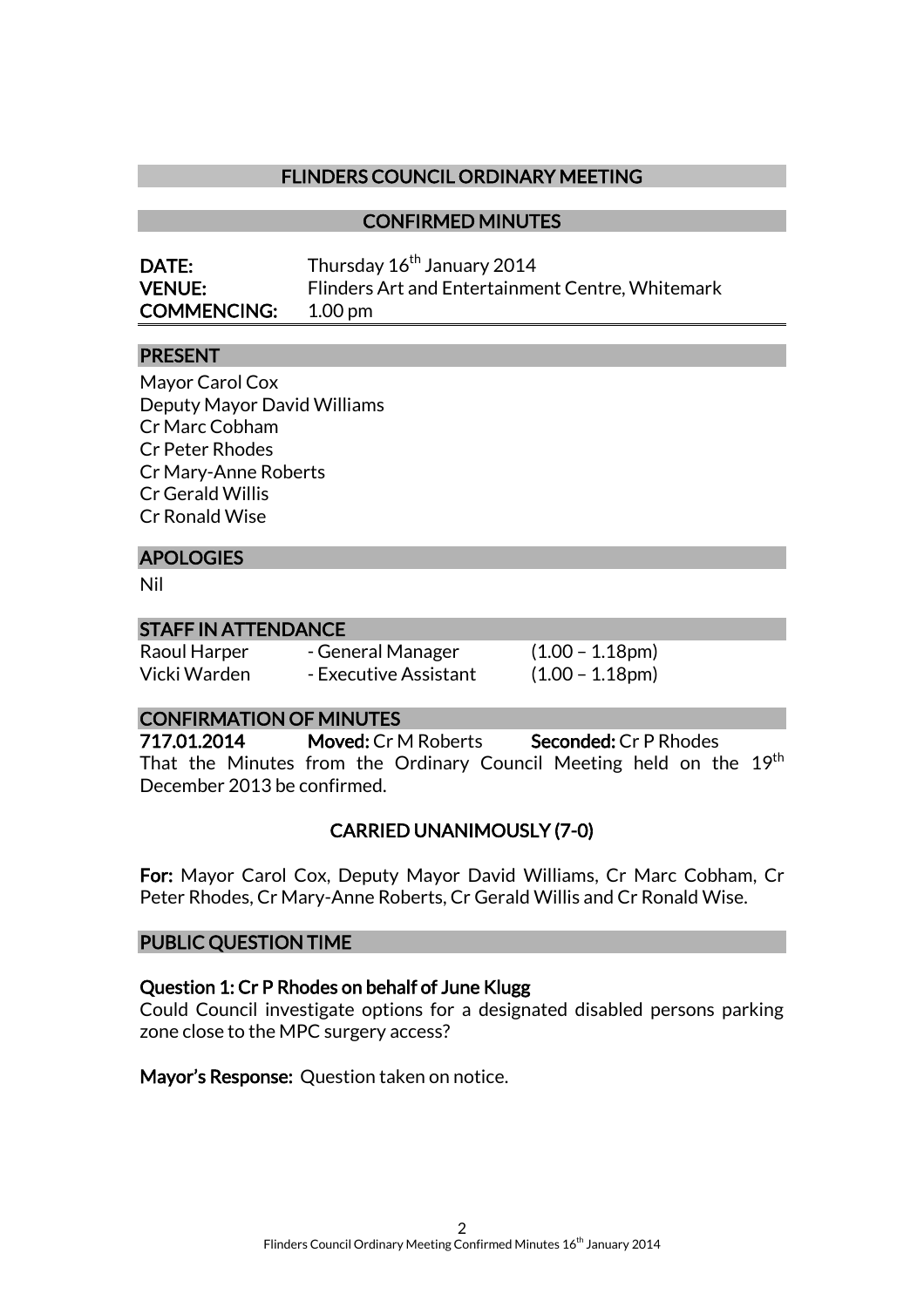## FLINDERS COUNCIL ORDINARY MEETING

## CONFIRMED MINUTES

**DATE:** Thursday 16th January 2014
**VENUE:** Flinders Art and Entertainment Centre, Whitemark
**COMMENCING:** 1.00 pm

### PRESENT

Mayor Carol Cox
Deputy Mayor David Williams
Cr Marc Cobham
Cr Peter Rhodes
Cr Mary-Anne Roberts
Cr Gerald Willis
Cr Ronald Wise

### APOLOGIES

Nil

### STAFF IN ATTENDANCE

| | | |
|---|---|---|
| Raoul Harper | - General Manager | (1.00 – 1.18pm) |
| Vicki Warden | - Executive Assistant | (1.00 – 1.18pm) |

### CONFIRMATION OF MINUTES

**717.01.2014** **Moved:** Cr M Roberts **Seconded:** Cr P Rhodes

That the Minutes from the Ordinary Council Meeting held on the 19th December 2013 be confirmed.

**CARRIED UNANIMOUSLY (7-0)**

**For:** Mayor Carol Cox, Deputy Mayor David Williams, Cr Marc Cobham, Cr Peter Rhodes, Cr Mary-Anne Roberts, Cr Gerald Willis and Cr Ronald Wise.

### PUBLIC QUESTION TIME

**Question 1: Cr P Rhodes on behalf of June Klugg**

Could Council investigate options for a designated disabled persons parking zone close to the MPC surgery access?

**Mayor's Response:** Question taken on notice.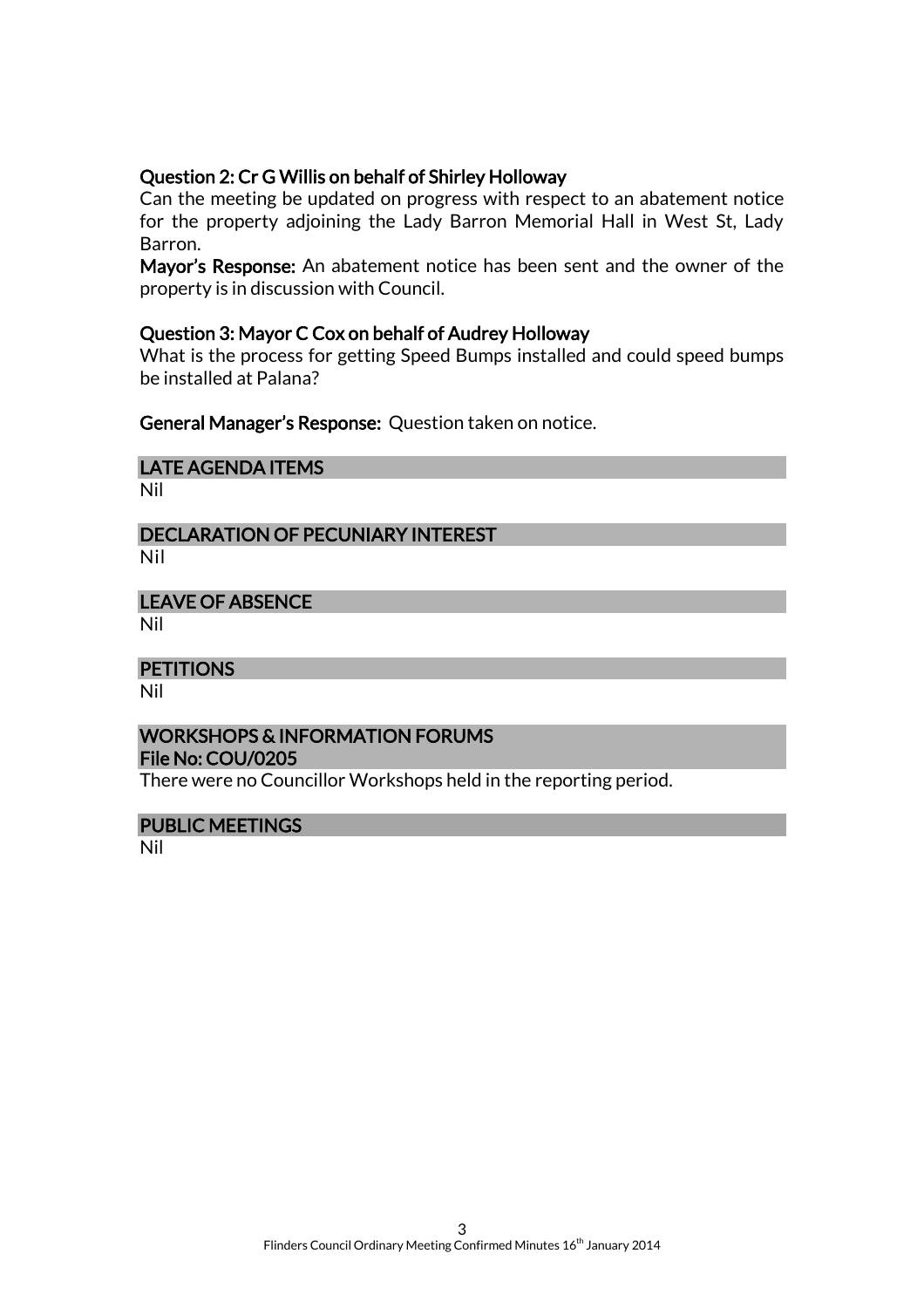**Question 2: Cr G Willis on behalf of Shirley Holloway**

Can the meeting be updated on progress with respect to an abatement notice for the property adjoining the Lady Barron Memorial Hall in West St, Lady Barron.

**Mayor's Response:** An abatement notice has been sent and the owner of the property is in discussion with Council.

**Question 3: Mayor C Cox on behalf of Audrey Holloway**

What is the process for getting Speed Bumps installed and could speed bumps be installed at Palana?

**General Manager's Response:** Question taken on notice.

## LATE AGENDA ITEMS

Nil

## DECLARATION OF PECUNIARY INTEREST

Nil

## LEAVE OF ABSENCE

Nil

## PETITIONS

Nil

## WORKSHOPS & INFORMATION FORUMS

**File No: COU/0205**

There were no Councillor Workshops held in the reporting period.

## PUBLIC MEETINGS

Nil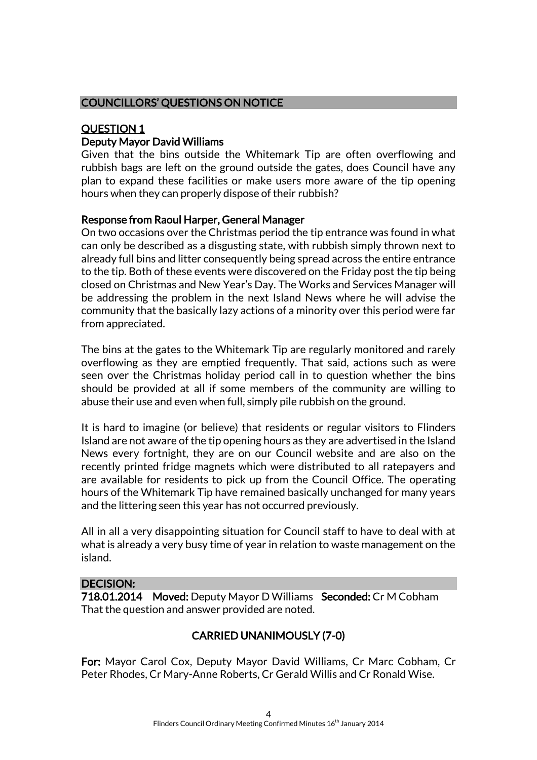## COUNCILLORS' QUESTIONS ON NOTICE

### QUESTION 1

**Deputy Mayor David Williams**

Given that the bins outside the Whitemark Tip are often overflowing and rubbish bags are left on the ground outside the gates, does Council have any plan to expand these facilities or make users more aware of the tip opening hours when they can properly dispose of their rubbish?

**Response from Raoul Harper, General Manager**

On two occasions over the Christmas period the tip entrance was found in what can only be described as a disgusting state, with rubbish simply thrown next to already full bins and litter consequently being spread across the entire entrance to the tip. Both of these events were discovered on the Friday post the tip being closed on Christmas and New Year's Day. The Works and Services Manager will be addressing the problem in the next Island News where he will advise the community that the basically lazy actions of a minority over this period were far from appreciated.

The bins at the gates to the Whitemark Tip are regularly monitored and rarely overflowing as they are emptied frequently. That said, actions such as were seen over the Christmas holiday period call in to question whether the bins should be provided at all if some members of the community are willing to abuse their use and even when full, simply pile rubbish on the ground.

It is hard to imagine (or believe) that residents or regular visitors to Flinders Island are not aware of the tip opening hours as they are advertised in the Island News every fortnight, they are on our Council website and are also on the recently printed fridge magnets which were distributed to all ratepayers and are available for residents to pick up from the Council Office. The operating hours of the Whitemark Tip have remained basically unchanged for many years and the littering seen this year has not occurred previously.

All in all a very disappointing situation for Council staff to have to deal with at what is already a very busy time of year in relation to waste management on the island.

**DECISION:**

**718.01.2014 Moved:** Deputy Mayor D Williams **Seconded:** Cr M Cobham

That the question and answer provided are noted.

**CARRIED UNANIMOUSLY (7-0)**

**For:** Mayor Carol Cox, Deputy Mayor David Williams, Cr Marc Cobham, Cr Peter Rhodes, Cr Mary-Anne Roberts, Cr Gerald Willis and Cr Ronald Wise.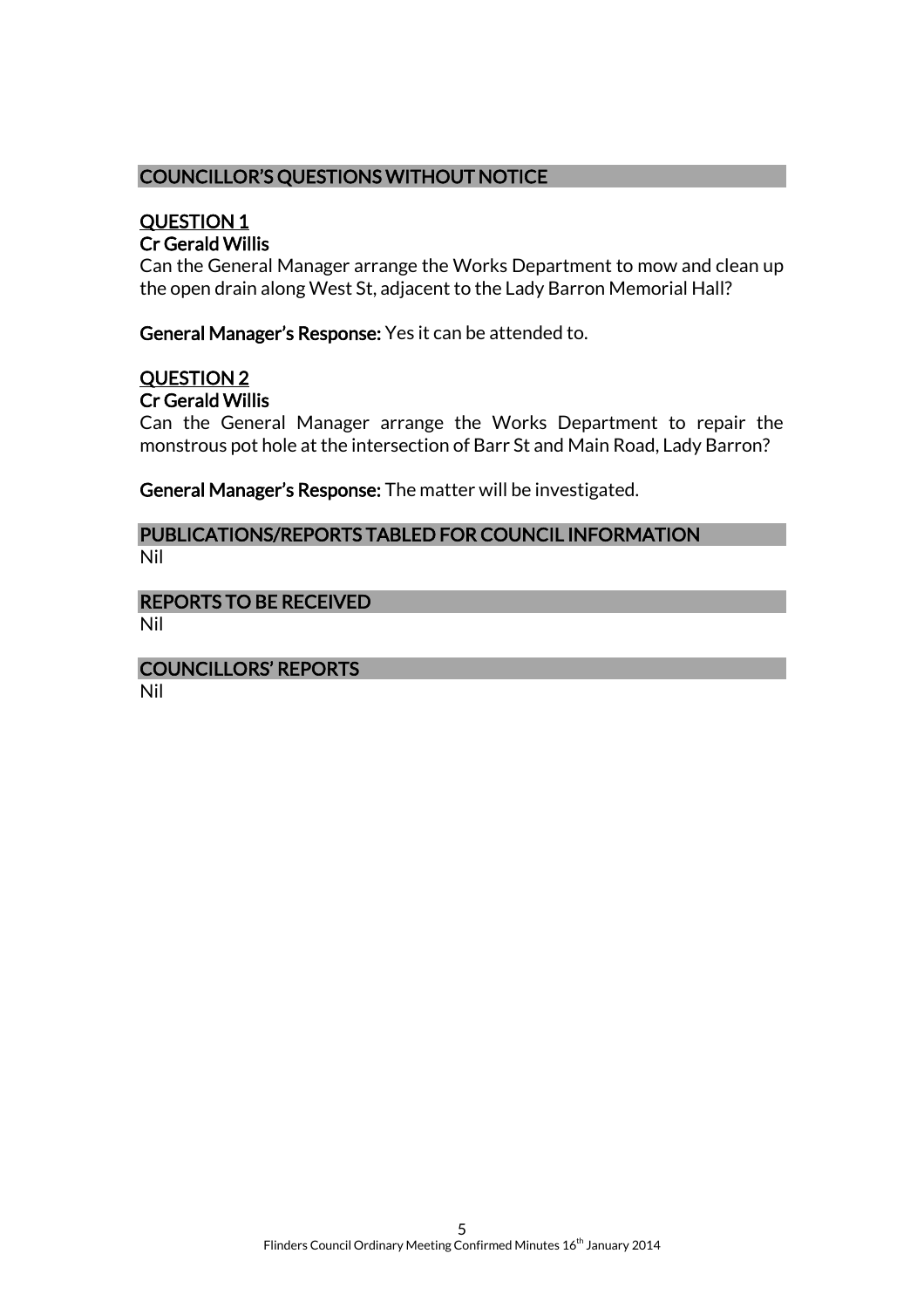## COUNCILLOR'S QUESTIONS WITHOUT NOTICE

### QUESTION 1

**Cr Gerald Willis**

Can the General Manager arrange the Works Department to mow and clean up the open drain along West St, adjacent to the Lady Barron Memorial Hall?

**General Manager's Response:** Yes it can be attended to.

### QUESTION 2

**Cr Gerald Willis**

Can the General Manager arrange the Works Department to repair the monstrous pot hole at the intersection of Barr St and Main Road, Lady Barron?

**General Manager's Response:** The matter will be investigated.

## PUBLICATIONS/REPORTS TABLED FOR COUNCIL INFORMATION

Nil

## REPORTS TO BE RECEIVED

Nil

## COUNCILLORS' REPORTS

Nil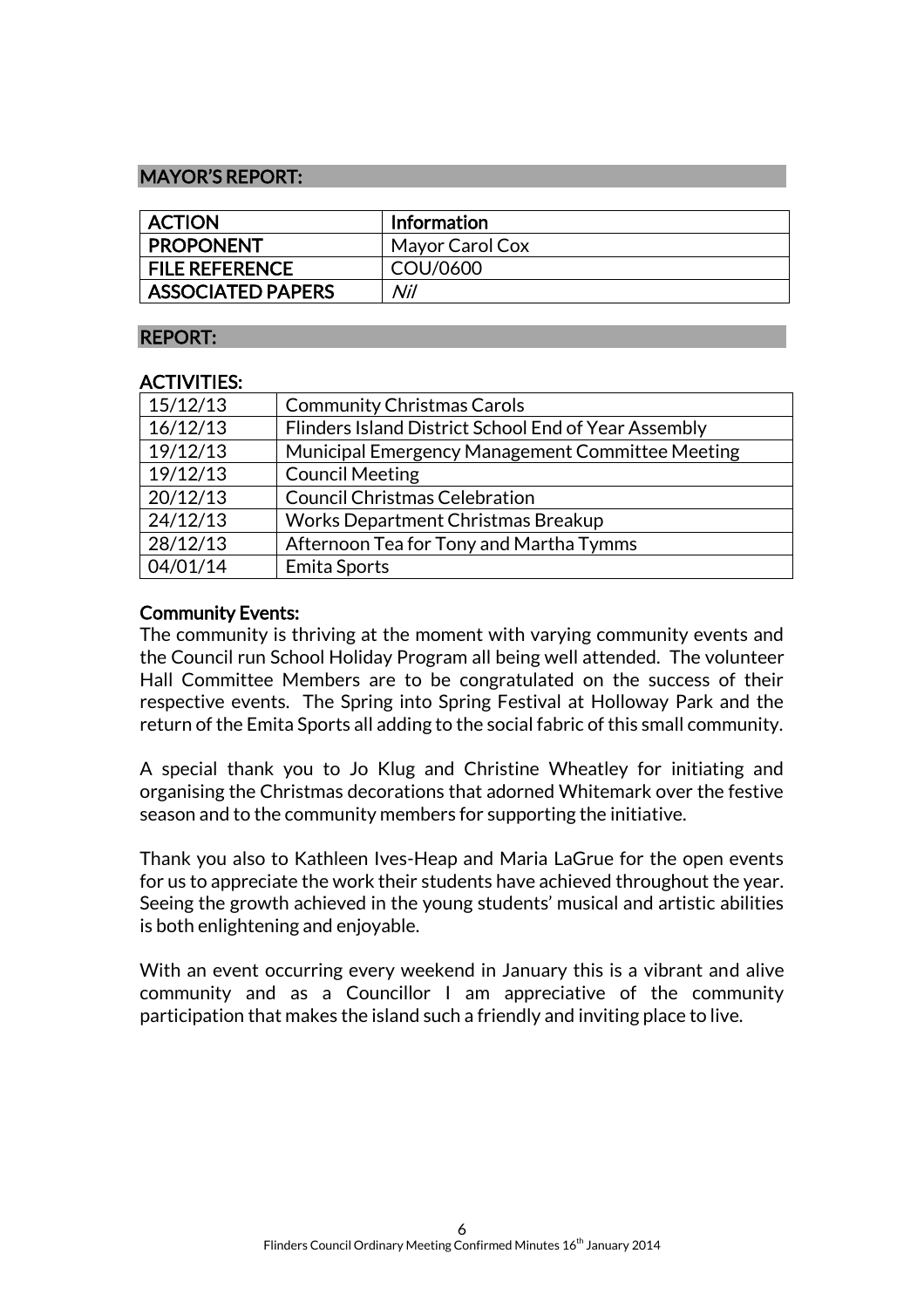## MAYOR'S REPORT:

| ACTION | Information |
|---|---|
| PROPONENT | Mayor Carol Cox |
| FILE REFERENCE | COU/0600 |
| ASSOCIATED PAPERS | *Nil* |

## REPORT:

### ACTIVITIES:

| | |
|---|---|
| 15/12/13 | Community Christmas Carols |
| 16/12/13 | Flinders Island District School End of Year Assembly |
| 19/12/13 | Municipal Emergency Management Committee Meeting |
| 19/12/13 | Council Meeting |
| 20/12/13 | Council Christmas Celebration |
| 24/12/13 | Works Department Christmas Breakup |
| 28/12/13 | Afternoon Tea for Tony and Martha Tymms |
| 04/01/14 | Emita Sports |

### Community Events:

The community is thriving at the moment with varying community events and the Council run School Holiday Program all being well attended. The volunteer Hall Committee Members are to be congratulated on the success of their respective events. The Spring into Spring Festival at Holloway Park and the return of the Emita Sports all adding to the social fabric of this small community.

A special thank you to Jo Klug and Christine Wheatley for initiating and organising the Christmas decorations that adorned Whitemark over the festive season and to the community members for supporting the initiative.

Thank you also to Kathleen Ives-Heap and Maria LaGrue for the open events for us to appreciate the work their students have achieved throughout the year. Seeing the growth achieved in the young students' musical and artistic abilities is both enlightening and enjoyable.

With an event occurring every weekend in January this is a vibrant and alive community and as a Councillor I am appreciative of the community participation that makes the island such a friendly and inviting place to live.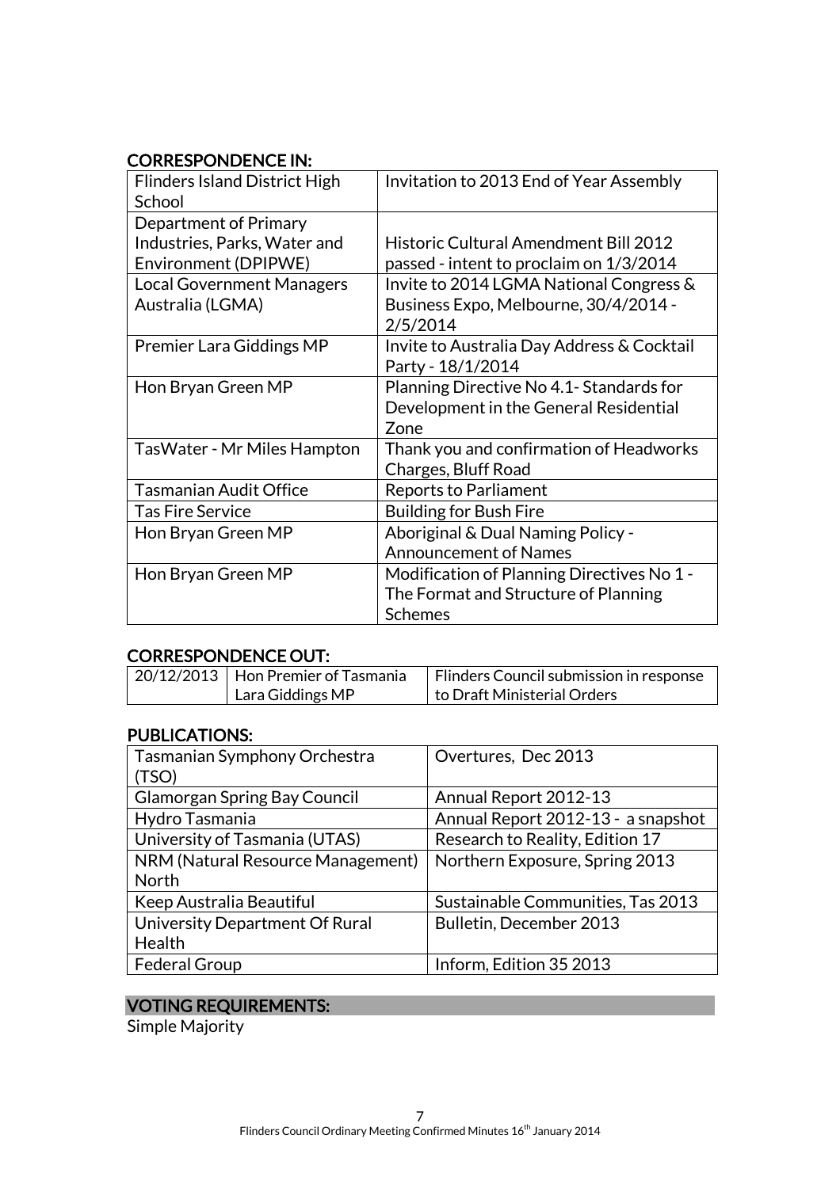### CORRESPONDENCE IN:

| | |
|---|---|
| Flinders Island District High School | Invitation to 2013 End of Year Assembly |
| Department of Primary Industries, Parks, Water and Environment (DPIPWE) | Historic Cultural Amendment Bill 2012 passed - intent to proclaim on 1/3/2014 |
| Local Government Managers Australia (LGMA) | Invite to 2014 LGMA National Congress & Business Expo, Melbourne, 30/4/2014 - 2/5/2014 |
| Premier Lara Giddings MP | Invite to Australia Day Address & Cocktail Party - 18/1/2014 |
| Hon Bryan Green MP | Planning Directive No 4.1- Standards for Development in the General Residential Zone |
| TasWater - Mr Miles Hampton | Thank you and confirmation of Headworks Charges, Bluff Road |
| Tasmanian Audit Office | Reports to Parliament |
| Tas Fire Service | Building for Bush Fire |
| Hon Bryan Green MP | Aboriginal & Dual Naming Policy - Announcement of Names |
| Hon Bryan Green MP | Modification of Planning Directives No 1 - The Format and Structure of Planning Schemes |

### CORRESPONDENCE OUT:

| | | |
|---|---|---|
| 20/12/2013 | Hon Premier of Tasmania Lara Giddings MP | Flinders Council submission in response to Draft Ministerial Orders |

### PUBLICATIONS:

| | |
|---|---|
| Tasmanian Symphony Orchestra (TSO) | Overtures, Dec 2013 |
| Glamorgan Spring Bay Council | Annual Report 2012-13 |
| Hydro Tasmania | Annual Report 2012-13 - a snapshot |
| University of Tasmania (UTAS) | Research to Reality, Edition 17 |
| NRM (Natural Resource Management) North | Northern Exposure, Spring 2013 |
| Keep Australia Beautiful | Sustainable Communities, Tas 2013 |
| University Department Of Rural Health | Bulletin, December 2013 |
| Federal Group | Inform, Edition 35 2013 |

### VOTING REQUIREMENTS:

Simple Majority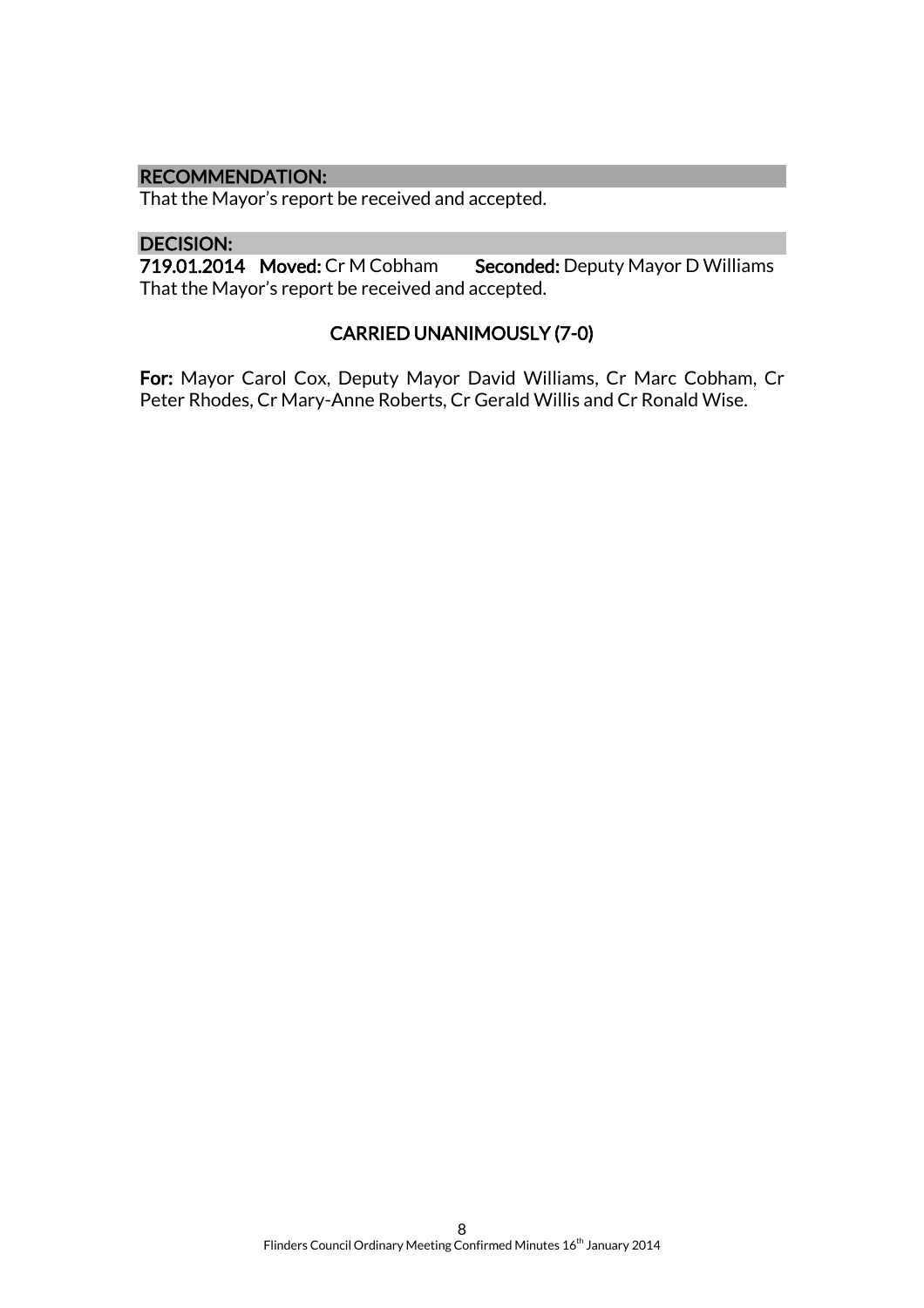**RECOMMENDATION:**

That the Mayor's report be received and accepted.

**DECISION:**

**719.01.2014 Moved:** Cr M Cobham **Seconded:** Deputy Mayor D Williams

That the Mayor's report be received and accepted.

**CARRIED UNANIMOUSLY (7-0)**

**For:** Mayor Carol Cox, Deputy Mayor David Williams, Cr Marc Cobham, Cr Peter Rhodes, Cr Mary-Anne Roberts, Cr Gerald Willis and Cr Ronald Wise.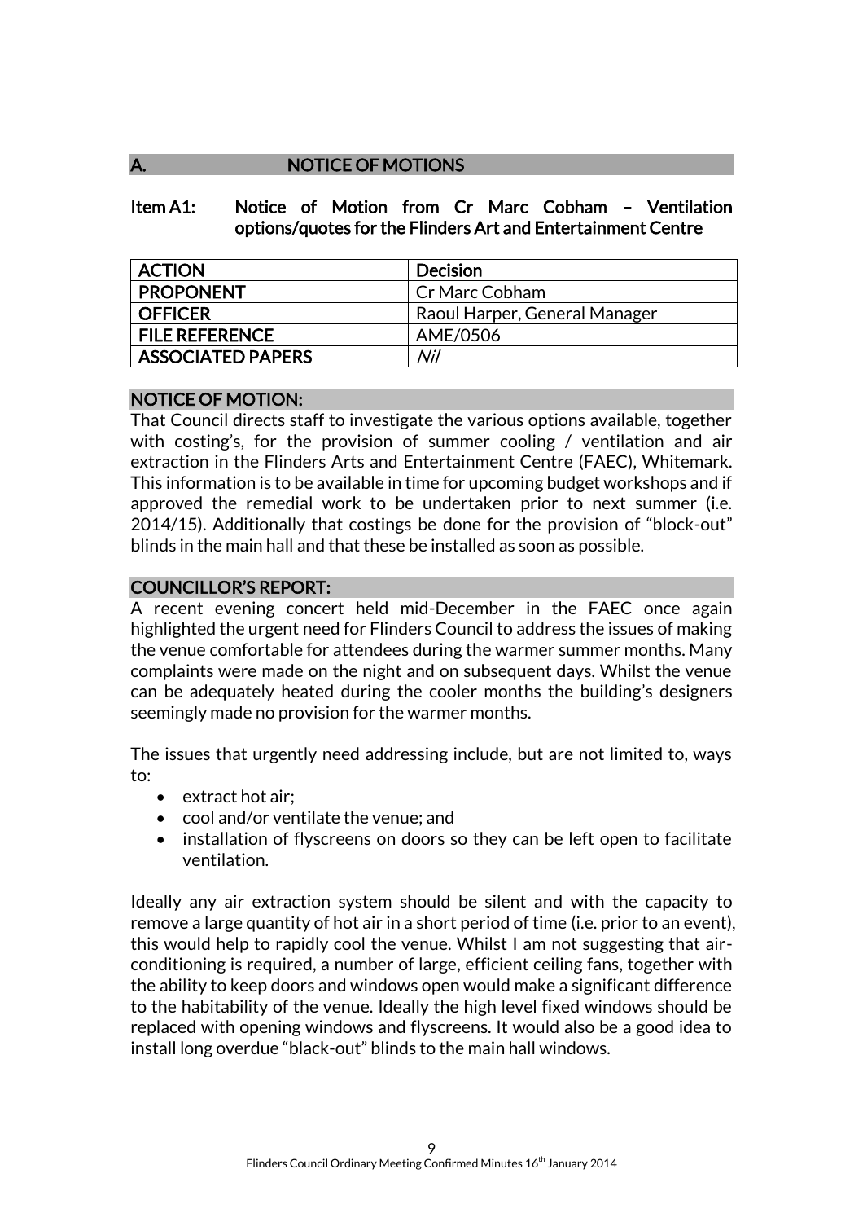## A. NOTICE OF MOTIONS

### Item A1: Notice of Motion from Cr Marc Cobham – Ventilation options/quotes for the Flinders Art and Entertainment Centre

| ACTION | Decision |
|---|---|
| PROPONENT | Cr Marc Cobham |
| OFFICER | Raoul Harper, General Manager |
| FILE REFERENCE | AME/0506 |
| ASSOCIATED PAPERS | *Nil* |

#### NOTICE OF MOTION:

That Council directs staff to investigate the various options available, together with costing's, for the provision of summer cooling / ventilation and air extraction in the Flinders Arts and Entertainment Centre (FAEC), Whitemark. This information is to be available in time for upcoming budget workshops and if approved the remedial work to be undertaken prior to next summer (i.e. 2014/15). Additionally that costings be done for the provision of "block-out" blinds in the main hall and that these be installed as soon as possible.

#### COUNCILLOR'S REPORT:

A recent evening concert held mid-December in the FAEC once again highlighted the urgent need for Flinders Council to address the issues of making the venue comfortable for attendees during the warmer summer months. Many complaints were made on the night and on subsequent days. Whilst the venue can be adequately heated during the cooler months the building's designers seemingly made no provision for the warmer months.

The issues that urgently need addressing include, but are not limited to, ways to:

- extract hot air;
- cool and/or ventilate the venue; and
- installation of flyscreens on doors so they can be left open to facilitate ventilation.

Ideally any air extraction system should be silent and with the capacity to remove a large quantity of hot air in a short period of time (i.e. prior to an event), this would help to rapidly cool the venue. Whilst I am not suggesting that air-conditioning is required, a number of large, efficient ceiling fans, together with the ability to keep doors and windows open would make a significant difference to the habitability of the venue. Ideally the high level fixed windows should be replaced with opening windows and flyscreens. It would also be a good idea to install long overdue "black-out" blinds to the main hall windows.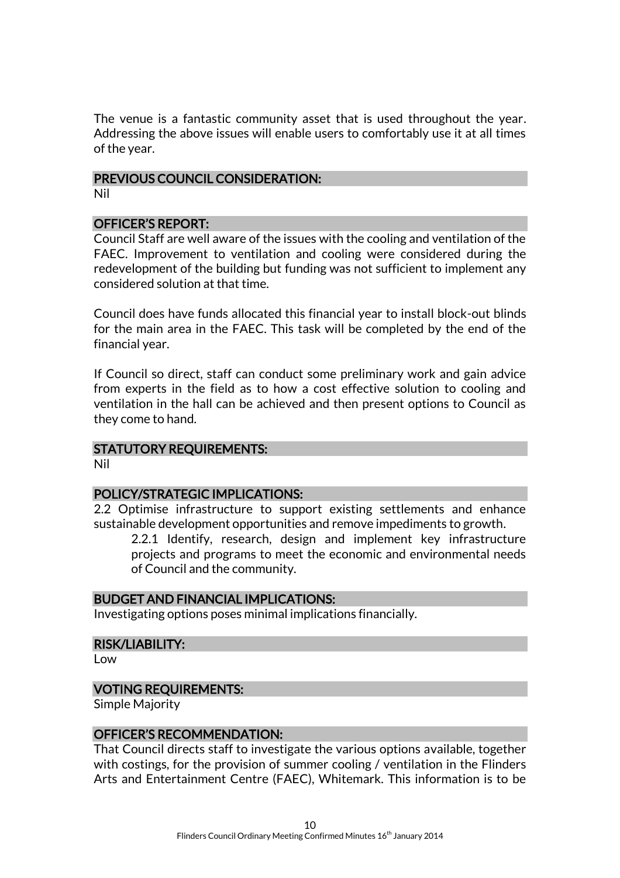The venue is a fantastic community asset that is used throughout the year. Addressing the above issues will enable users to comfortably use it at all times of the year.

## PREVIOUS COUNCIL CONSIDERATION:

Nil

## OFFICER'S REPORT:

Council Staff are well aware of the issues with the cooling and ventilation of the FAEC. Improvement to ventilation and cooling were considered during the redevelopment of the building but funding was not sufficient to implement any considered solution at that time.

Council does have funds allocated this financial year to install block-out blinds for the main area in the FAEC. This task will be completed by the end of the financial year.

If Council so direct, staff can conduct some preliminary work and gain advice from experts in the field as to how a cost effective solution to cooling and ventilation in the hall can be achieved and then present options to Council as they come to hand.

## STATUTORY REQUIREMENTS:

Nil

## POLICY/STRATEGIC IMPLICATIONS:

2.2 Optimise infrastructure to support existing settlements and enhance sustainable development opportunities and remove impediments to growth.

> 2.2.1 Identify, research, design and implement key infrastructure projects and programs to meet the economic and environmental needs of Council and the community.

## BUDGET AND FINANCIAL IMPLICATIONS:

Investigating options poses minimal implications financially.

## RISK/LIABILITY:

Low

## VOTING REQUIREMENTS:

Simple Majority

## OFFICER'S RECOMMENDATION:

That Council directs staff to investigate the various options available, together with costings, for the provision of summer cooling / ventilation in the Flinders Arts and Entertainment Centre (FAEC), Whitemark. This information is to be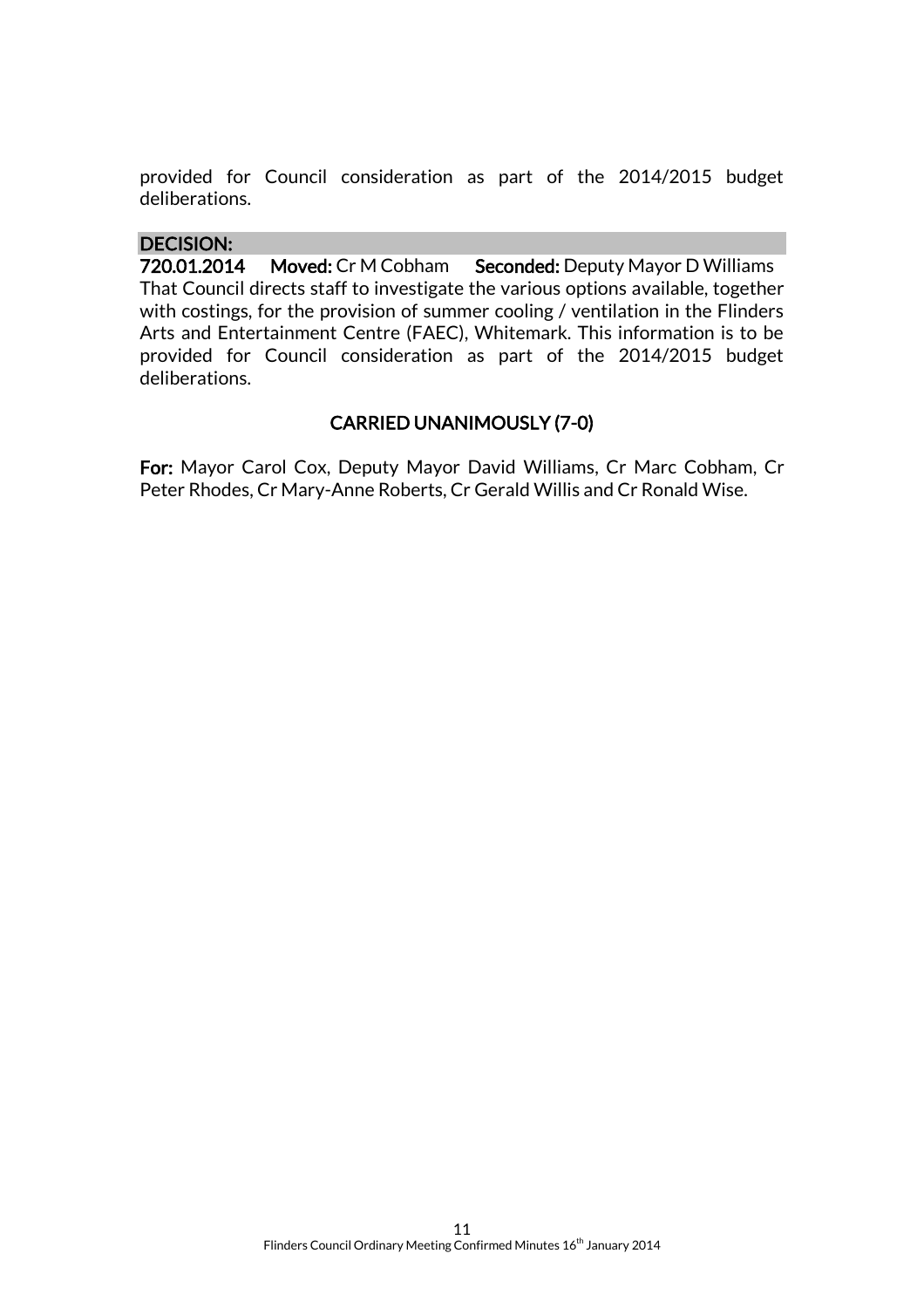provided for Council consideration as part of the 2014/2015 budget deliberations.

**DECISION:**

**720.01.2014** **Moved:** Cr M Cobham **Seconded:** Deputy Mayor D Williams

That Council directs staff to investigate the various options available, together with costings, for the provision of summer cooling / ventilation in the Flinders Arts and Entertainment Centre (FAEC), Whitemark. This information is to be provided for Council consideration as part of the 2014/2015 budget deliberations.

**CARRIED UNANIMOUSLY (7-0)**

**For:** Mayor Carol Cox, Deputy Mayor David Williams, Cr Marc Cobham, Cr Peter Rhodes, Cr Mary-Anne Roberts, Cr Gerald Willis and Cr Ronald Wise.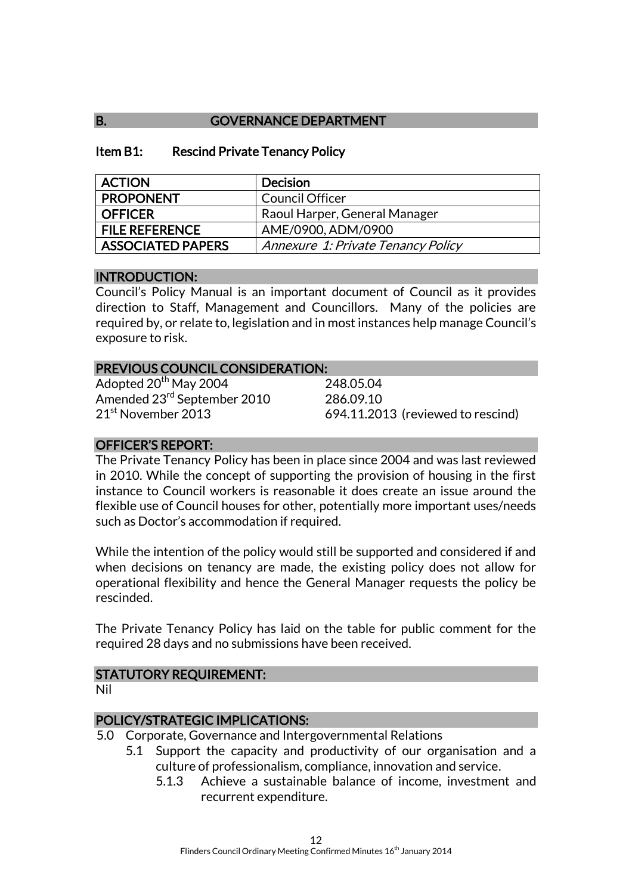## B. GOVERNANCE DEPARTMENT

### Item B1: Rescind Private Tenancy Policy

| ACTION | Decision |
|---|---|
| PROPONENT | Council Officer |
| OFFICER | Raoul Harper, General Manager |
| FILE REFERENCE | AME/0900, ADM/0900 |
| ASSOCIATED PAPERS | *Annexure 1: Private Tenancy Policy* |

#### INTRODUCTION:

Council's Policy Manual is an important document of Council as it provides direction to Staff, Management and Councillors. Many of the policies are required by, or relate to, legislation and in most instances help manage Council's exposure to risk.

#### PREVIOUS COUNCIL CONSIDERATION:

Adopted 20th May 2004 — 248.05.04
Amended 23rd September 2010 — 286.09.10
21st November 2013 — 694.11.2013 (reviewed to rescind)

#### OFFICER'S REPORT:

The Private Tenancy Policy has been in place since 2004 and was last reviewed in 2010. While the concept of supporting the provision of housing in the first instance to Council workers is reasonable it does create an issue around the flexible use of Council houses for other, potentially more important uses/needs such as Doctor's accommodation if required.

While the intention of the policy would still be supported and considered if and when decisions on tenancy are made, the existing policy does not allow for operational flexibility and hence the General Manager requests the policy be rescinded.

The Private Tenancy Policy has laid on the table for public comment for the required 28 days and no submissions have been received.

#### STATUTORY REQUIREMENT:

Nil

#### POLICY/STRATEGIC IMPLICATIONS:

5.0 Corporate, Governance and Intergovernmental Relations
- 5.1 Support the capacity and productivity of our organisation and a culture of professionalism, compliance, innovation and service.
  - 5.1.3 Achieve a sustainable balance of income, investment and recurrent expenditure.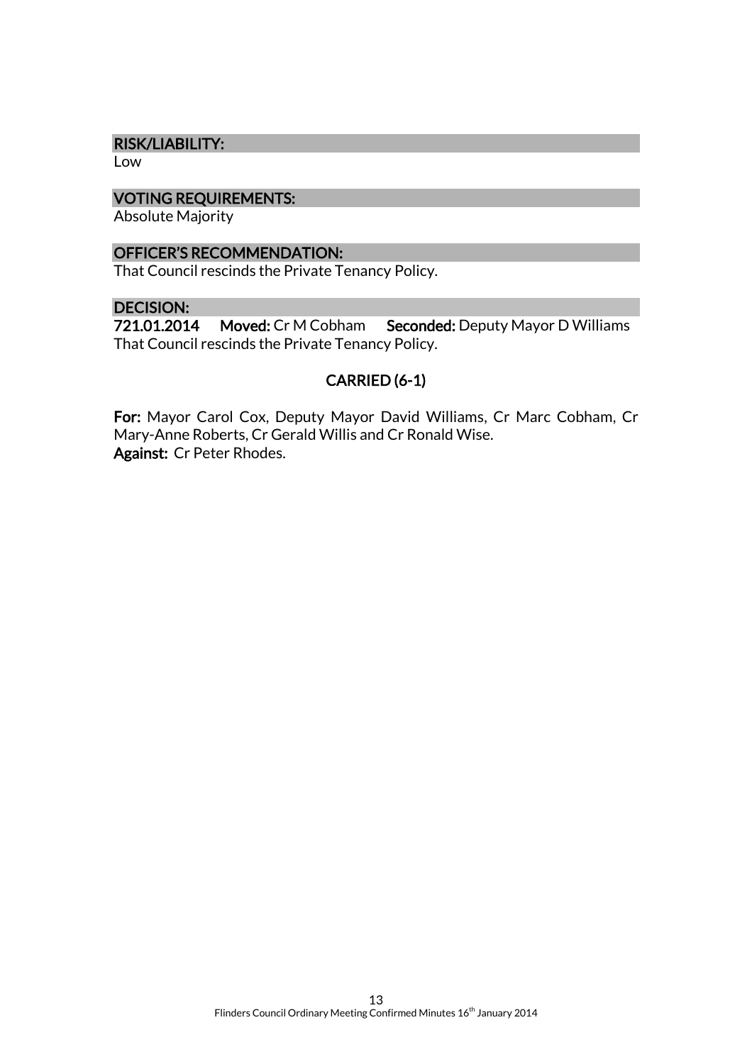## RISK/LIABILITY:

Low

## VOTING REQUIREMENTS:

Absolute Majority

## OFFICER'S RECOMMENDATION:

That Council rescinds the Private Tenancy Policy.

## DECISION:

**721.01.2014** **Moved:** Cr M Cobham **Seconded:** Deputy Mayor D Williams
That Council rescinds the Private Tenancy Policy.

**CARRIED (6-1)**

**For:** Mayor Carol Cox, Deputy Mayor David Williams, Cr Marc Cobham, Cr Mary-Anne Roberts, Cr Gerald Willis and Cr Ronald Wise.
**Against:** Cr Peter Rhodes.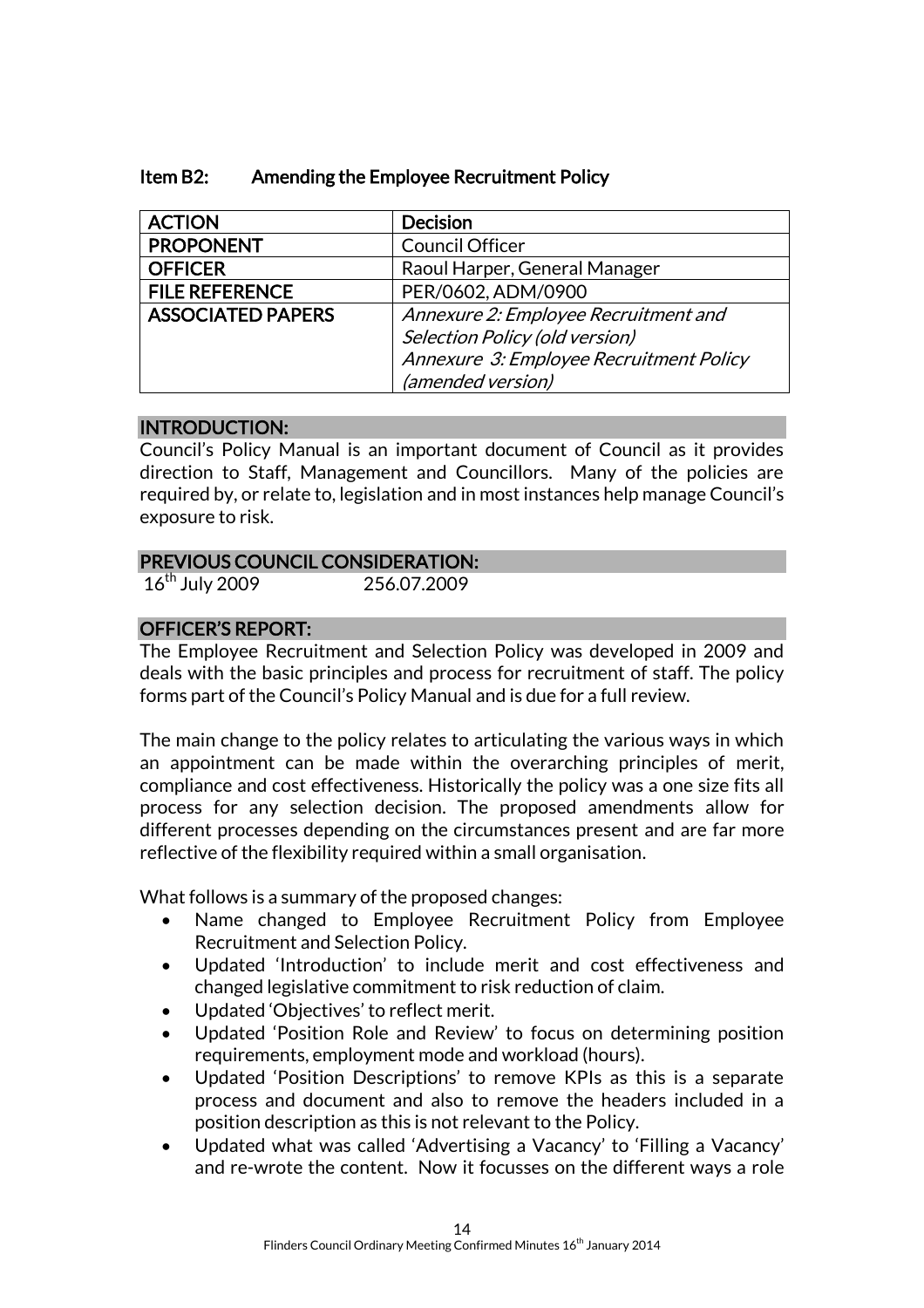### Item B2: Amending the Employee Recruitment Policy

| ACTION | Decision |
|---|---|
| PROPONENT | Council Officer |
| OFFICER | Raoul Harper, General Manager |
| FILE REFERENCE | PER/0602, ADM/0900 |
| ASSOCIATED PAPERS | *Annexure 2: Employee Recruitment and Selection Policy (old version)* *Annexure 3: Employee Recruitment Policy (amended version)* |

#### INTRODUCTION:

Council's Policy Manual is an important document of Council as it provides direction to Staff, Management and Councillors. Many of the policies are required by, or relate to, legislation and in most instances help manage Council's exposure to risk.

#### PREVIOUS COUNCIL CONSIDERATION:

16th July 2009 256.07.2009

#### OFFICER'S REPORT:

The Employee Recruitment and Selection Policy was developed in 2009 and deals with the basic principles and process for recruitment of staff. The policy forms part of the Council's Policy Manual and is due for a full review.

The main change to the policy relates to articulating the various ways in which an appointment can be made within the overarching principles of merit, compliance and cost effectiveness. Historically the policy was a one size fits all process for any selection decision. The proposed amendments allow for different processes depending on the circumstances present and are far more reflective of the flexibility required within a small organisation.

What follows is a summary of the proposed changes:

- Name changed to Employee Recruitment Policy from Employee Recruitment and Selection Policy.
- Updated 'Introduction' to include merit and cost effectiveness and changed legislative commitment to risk reduction of claim.
- Updated 'Objectives' to reflect merit.
- Updated 'Position Role and Review' to focus on determining position requirements, employment mode and workload (hours).
- Updated 'Position Descriptions' to remove KPIs as this is a separate process and document and also to remove the headers included in a position description as this is not relevant to the Policy.
- Updated what was called 'Advertising a Vacancy' to 'Filling a Vacancy' and re-wrote the content. Now it focusses on the different ways a role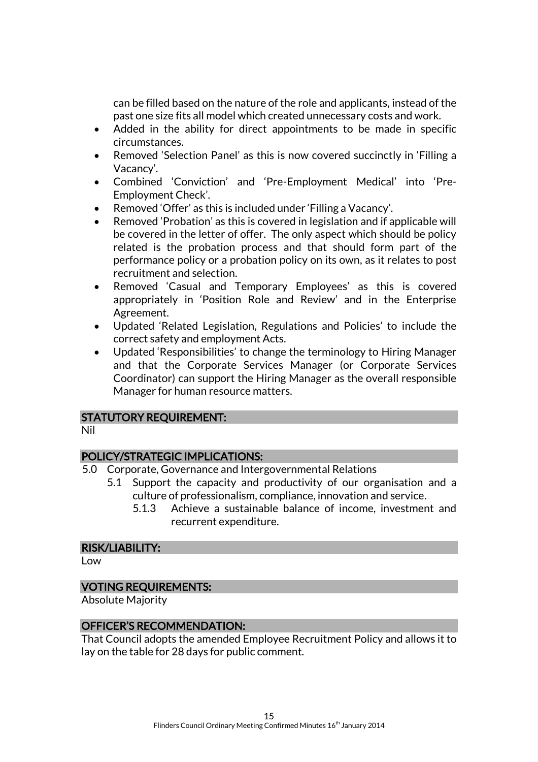can be filled based on the nature of the role and applicants, instead of the past one size fits all model which created unnecessary costs and work.

- Added in the ability for direct appointments to be made in specific circumstances.
- Removed 'Selection Panel' as this is now covered succinctly in 'Filling a Vacancy'.
- Combined 'Conviction' and 'Pre-Employment Medical' into 'Pre-Employment Check'.
- Removed 'Offer' as this is included under 'Filling a Vacancy'.
- Removed 'Probation' as this is covered in legislation and if applicable will be covered in the letter of offer. The only aspect which should be policy related is the probation process and that should form part of the performance policy or a probation policy on its own, as it relates to post recruitment and selection.
- Removed 'Casual and Temporary Employees' as this is covered appropriately in 'Position Role and Review' and in the Enterprise Agreement.
- Updated 'Related Legislation, Regulations and Policies' to include the correct safety and employment Acts.
- Updated 'Responsibilities' to change the terminology to Hiring Manager and that the Corporate Services Manager (or Corporate Services Coordinator) can support the Hiring Manager as the overall responsible Manager for human resource matters.

## STATUTORY REQUIREMENT:

Nil

## POLICY/STRATEGIC IMPLICATIONS:

5.0 Corporate, Governance and Intergovernmental Relations

 5.1 Support the capacity and productivity of our organisation and a culture of professionalism, compliance, innovation and service.

 5.1.3 Achieve a sustainable balance of income, investment and recurrent expenditure.

## RISK/LIABILITY:

Low

## VOTING REQUIREMENTS:

Absolute Majority

## OFFICER'S RECOMMENDATION:

That Council adopts the amended Employee Recruitment Policy and allows it to lay on the table for 28 days for public comment.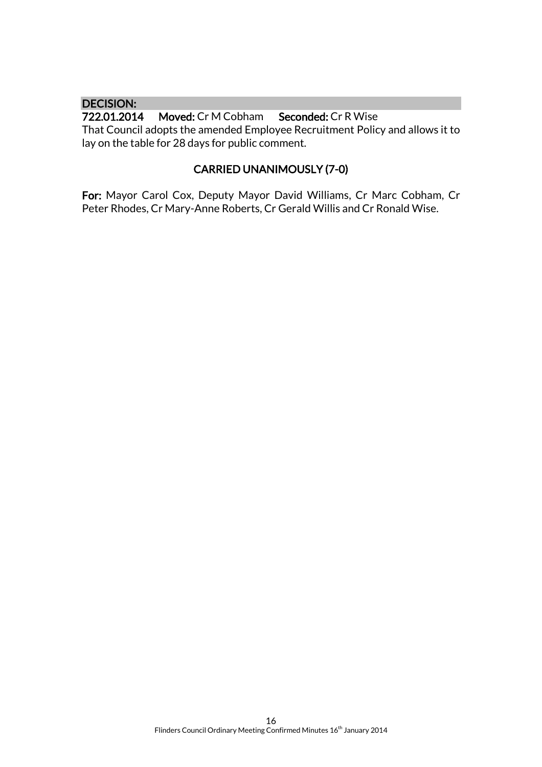**DECISION:**

**722.01.2014** **Moved:** Cr M Cobham **Seconded:** Cr R Wise

That Council adopts the amended Employee Recruitment Policy and allows it to lay on the table for 28 days for public comment.

**CARRIED UNANIMOUSLY (7-0)**

**For:** Mayor Carol Cox, Deputy Mayor David Williams, Cr Marc Cobham, Cr Peter Rhodes, Cr Mary-Anne Roberts, Cr Gerald Willis and Cr Ronald Wise.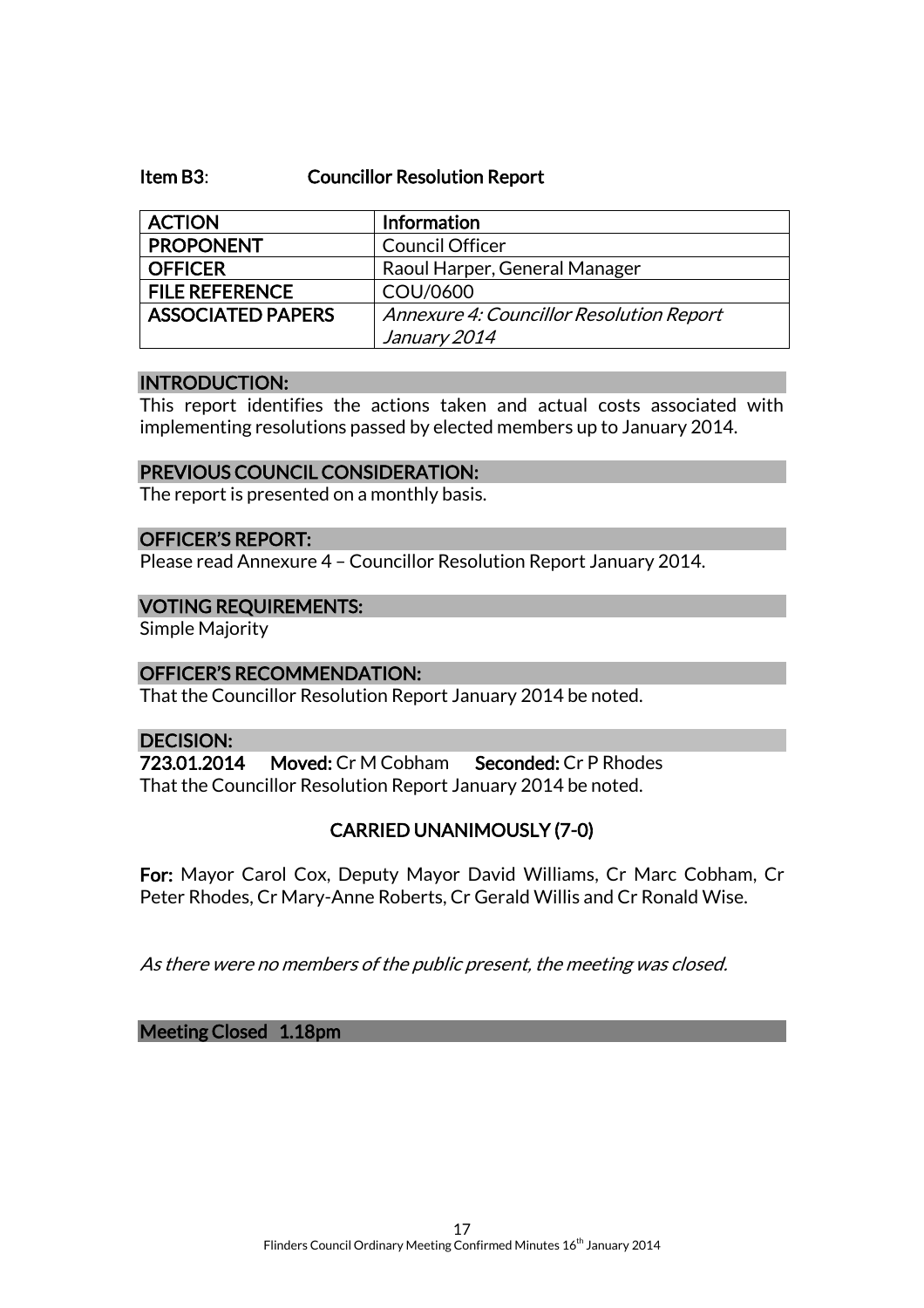**Item B3:** **Councillor Resolution Report**

| | |
|---|---|
| **ACTION** | **Information** |
| **PROPONENT** | Council Officer |
| **OFFICER** | Raoul Harper, General Manager |
| **FILE REFERENCE** | COU/0600 |
| **ASSOCIATED PAPERS** | *Annexure 4: Councillor Resolution Report January 2014* |

**INTRODUCTION:**

This report identifies the actions taken and actual costs associated with implementing resolutions passed by elected members up to January 2014.

**PREVIOUS COUNCIL CONSIDERATION:**

The report is presented on a monthly basis.

**OFFICER'S REPORT:**

Please read Annexure 4 – Councillor Resolution Report January 2014.

**VOTING REQUIREMENTS:**

Simple Majority

**OFFICER'S RECOMMENDATION:**

That the Councillor Resolution Report January 2014 be noted.

**DECISION:**

**723.01.2014** **Moved:** Cr M Cobham **Seconded:** Cr P Rhodes

That the Councillor Resolution Report January 2014 be noted.

**CARRIED UNANIMOUSLY (7-0)**

**For:** Mayor Carol Cox, Deputy Mayor David Williams, Cr Marc Cobham, Cr Peter Rhodes, Cr Mary-Anne Roberts, Cr Gerald Willis and Cr Ronald Wise.

*As there were no members of the public present, the meeting was closed.*

**Meeting Closed 1.18pm**